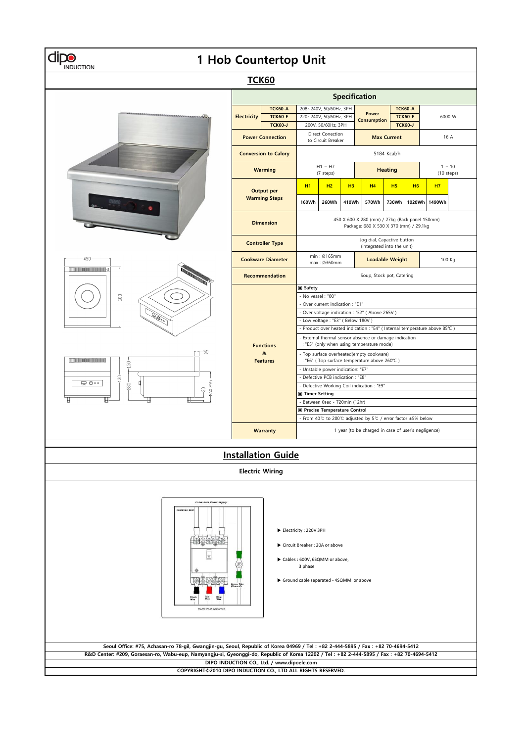# 1 Hob Countertop Unit

## TCK60

### Specification

| | | | | | |
|---|---|---|---|---|---|
| **Electricity** | **TCK60-A** | 208~240V, 50/60Hz, 3PH | **Power Consumption** | **TCK60-A** | 6000 W |
| | **TCK60-E** | 220~240V, 50/60Hz, 3PH | | **TCK60-E** | |
| | **TCK60-J** | 200V, 50/60Hz, 3PH | | **TCK60-J** | |
| **Power Connection** | | Direct Conection to Circuit Breaker | **Max Current** | | 16 A |
| **Conversion to Calory** | | 5184 Kcal/h | | | |
| **Warming** | | H1 ~ H7 (7 steps) | **Heating** | | 1 ~ 10 (10 steps) |

| **Output per Warming Steps** | H1 | H2 | H3 | H4 | H5 | H6 | H7 |
|---|---|---|---|---|---|---|---|
| | 160Wh | 260Wh | 410Wh | 570Wh | 730Wh | 1020Wh | 1490Wh |

| | | | |
|---|---|---|---|
| **Dimension** | 450 X 600 X 280 (mm) / 27kg (Back panel 150mm) Package: 680 X 530 X 370 (mm) / 29.1kg | | |
| **Controller Type** | Jog dial, Capacitive button (integrated into the unit) | | |
| **Cookware Diameter** | min : Ø165mm max : Ø360mm | **Loadable Weight** | 100 Kg |
| **Recommendation** | Soup, Stock pot, Catering | | |

**Functions & Features**

▣ **Safety**
- No vessel : "00"
- Over current indication : "E1"
- Over voltage indication : "E2" ( Above 265V )
- Low voltage : "E3" ( Below 180V )
- Product over heated indication : "E4" ( Internal temperature above 85℃ )
- External thermal sensor absence or damage indication : "E5" (only when using temperature mode)
- Top surface overheated(empty cookware) : "E6" ( Top surface temperature above 260℃ )
- Unstable power indication: "E7"
- Defective PCB indication : "E8"
- Defective Working Coil indication : "E9"

▣ **Timer Setting**
- Between 0sec - 720min (12hr)

▣ **Precise Temperature Control**
- From 40℃ to 200℃ adjusted by 5℃ / error factor ±5% below

**Warranty**: 1 year (to be charged in case of user's negligence)

## Installation Guide

### Electric Wiring

- ▶ Electricity : 220V 3PH
- ▶ Circuit Breaker : 20A or above
- ▶ Cables : 600V, 6SQMM or above, 3 phase
- ▶ Ground cable separated - 4SQMM or above

Seoul Office: #75, Achasan-ro 78-gil, Gwangjin-gu, Seoul, Republic of Korea 04969 / Tel : +82 2-444-5895 / Fax : +82 70-4694-5412

R&D Center: #209, Goraesan-ro, Wabu-eup, Namyangju-si, Gyeonggi-do, Republic of Korea 12202 / Tel : +82 2-444-5895 / Fax : +82 70-4694-5412

DIPO INDUCTION CO., Ltd. / www.dipoele.com

COPYRIGHT©2010 DIPO INDUCTION CO., LTD ALL RIGHTS RESERVED.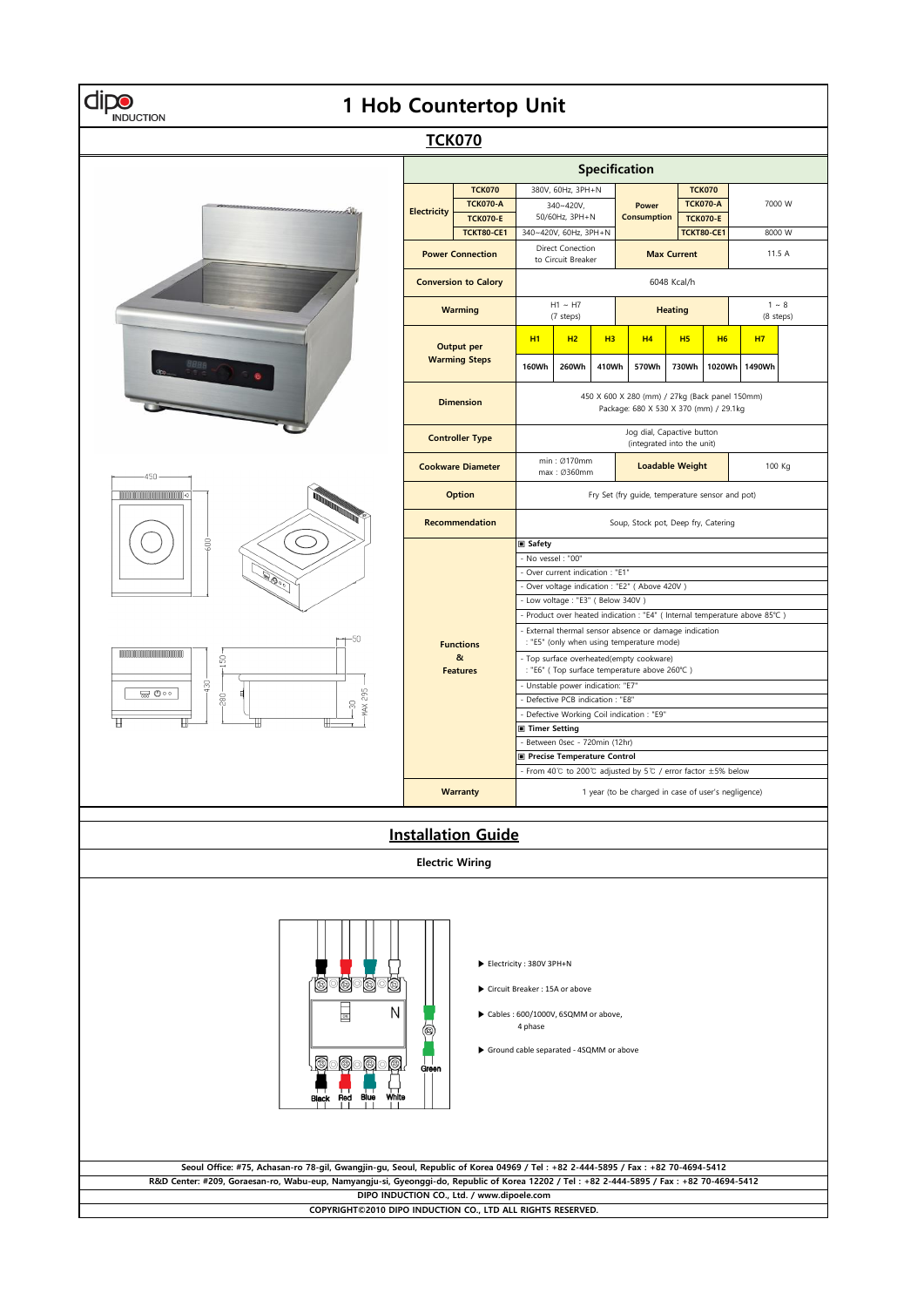# 1 Hob Countertop Unit

## TCK070

### Specification

| | | | | | | | |
|---|---|---|---|---|---|---|---|
| **Electricity** | **TCK070** | 380V, 60Hz, 3PH+N | | **Power Consumption** | **TCK070** | 7000 W | |
| | **TCK070-A** | 340~420V, 50/60Hz, 3PH+N | | | **TCK070-A** | | |
| | **TCK070-E** | | | | **TCK070-E** | | |
| | **TCKT80-CE1** | 340~420V, 60Hz, 3PH+N | | | **TCKT80-CE1** | 8000 W | |
| **Power Connection** | | Direct Conection to Circuit Breaker | | **Max Current** | | 11.5 A | |
| **Conversion to Calory** | | 6048 Kcal/h | | | | | |
| **Warming** | | H1 ~ H7 (7 steps) | | **Heating** | | 1 ~ 8 (8 steps) | |
| **Output per Warming Steps** | | H1 | H2 | H3 | H4 | H5 | H6 | H7 |
| | | 160Wh | 260Wh | 410Wh | 570Wh | 730Wh | 1020Wh | 1490Wh |
| **Dimension** | | 450 X 600 X 280 (mm) / 27kg (Back panel 150mm) Package: 680 X 530 X 370 (mm) / 29.1kg | | | | | |
| **Controller Type** | | Jog dial, Capacitive button (integrated into the unit) | | | | | |
| **Cookware Diameter** | | min : Ø170mm max : Ø360mm | | **Loadable Weight** | | 100 Kg | |
| **Option** | | Fry Set (fry guide, temperature sensor and pot) | | | | | |
| **Recommendation** | | Soup, Stock pot, Deep fry, Catering | | | | | |
| **Functions & Features** | | ▣ **Safety** | | | | | |
| | | - No vessel : "00" | | | | | |
| | | - Over current indication : "E1" | | | | | |
| | | - Over voltage indication : "E2" ( Above 420V ) | | | | | |
| | | - Low voltage : "E3" ( Below 340V ) | | | | | |
| | | - Product over heated indication : "E4" ( Internal temperature above 85℃ ) | | | | | |
| | | - External thermal sensor absence or damage indication : "E5" (only when using temperature mode) | | | | | |
| | | - Top surface overheated(empty cookware) : "E6" ( Top surface temperature above 260℃ ) | | | | | |
| | | - Unstable power indication: "E7" | | | | | |
| | | - Defective PCB indication : "E8" | | | | | |
| | | - Defective Working Coil indication : "E9" | | | | | |
| | | ▣ **Timer Setting** | | | | | |
| | | - Between 0sec - 720min (12hr) | | | | | |
| | | ▣ **Precise Temperature Control** | | | | | |
| | | - From 40℃ to 200℃ adjusted by 5℃ / error factor ±5% below | | | | | |
| **Warranty** | | 1 year (to be charged in case of user's negligence) | | | | | |

Dimensions: 450, 600, 50, 150, 430, 280, 30, MAX 295

## Installation Guide

### Electric Wiring

Black, Red, Blue, White, Green, N

- ▶ Electricity : 380V 3PH+N
- ▶ Circuit Breaker : 15A or above
- ▶ Cables : 600/1000V, 6SQMM or above, 4 phase
- ▶ Ground cable separated - 4SQMM or above

**Seoul Office: #75, Achasan-ro 78-gil, Gwangjin-gu, Seoul, Republic of Korea 04969 / Tel : +82 2-444-5895 / Fax : +82 70-4694-5412**
**R&D Center: #209, Goraesan-ro, Wabu-eup, Namyangju-si, Gyeonggi-do, Republic of Korea 12202 / Tel : +82 2-444-5895 / Fax : +82 70-4694-5412**
**DIPO INDUCTION CO., Ltd. / www.dipoele.com**
**COPYRIGHT©2010 DIPO INDUCTION CO., LTD ALL RIGHTS RESERVED.**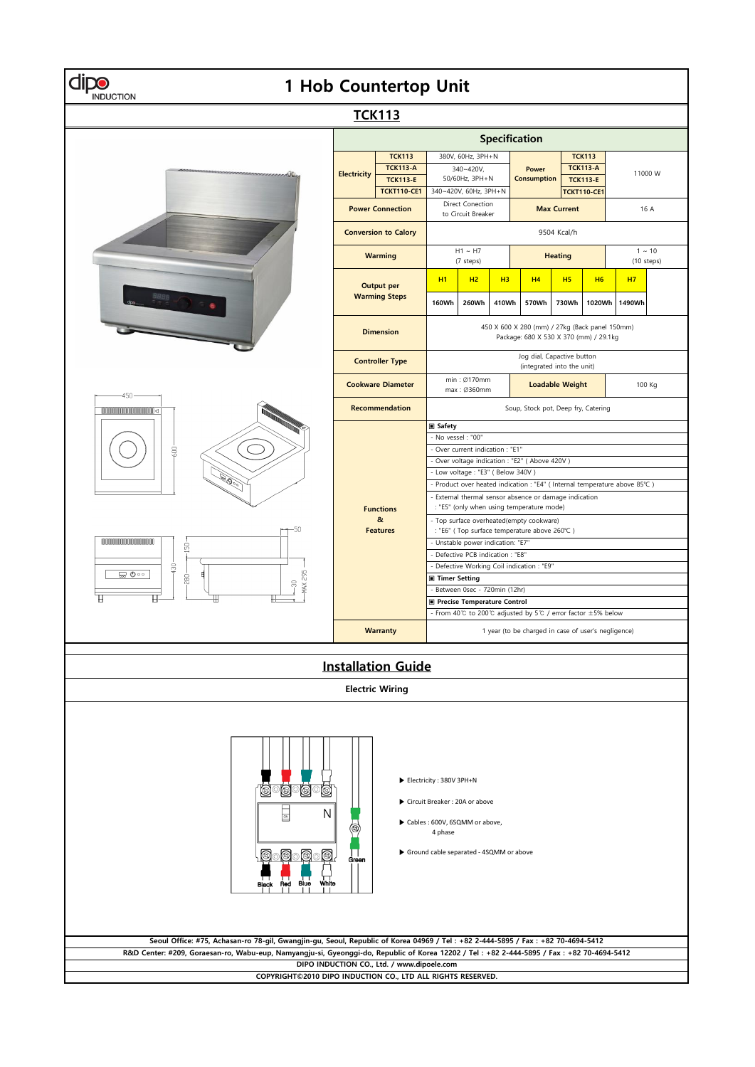# 1 Hob Countertop Unit

## TCK113

| Specification | | | | | | | |
|---|---|---|---|---|---|---|---|
| Electricity | TCK113 | 380V, 60Hz, 3PH+N | | Power Consumption | TCK113 | 11000 W | |
| | TCK113-A | 340~420V, 50/60Hz, 3PH+N | | | TCK113-A | | |
| | TCK113-E | | | | TCK113-E | | |
| | TCKT110-CE1 | 340~420V, 60Hz, 3PH+N | | | TCKT110-CE1 | | |
| Power Connection | | Direct Conection to Circuit Breaker | | Max Current | | 16 A | |
| Conversion to Calory | | 9504 Kcal/h | | | | | |
| Warming | | H1 ~ H7 (7 steps) | | Heating | | 1 ~ 10 (10 steps) | |
| Output per Warming Steps | H1 | H2 | H3 | H4 | H5 | H6 | H7 |
| | 160Wh | 260Wh | 410Wh | 570Wh | 730Wh | 1020Wh | 1490Wh |
| Dimension | | 450 X 600 X 280 (mm) / 27kg (Back panel 150mm) Package: 680 X 530 X 370 (mm) / 29.1kg | | | | | |
| Controller Type | | Jog dial, Capacive button (integrated into the unit) | | | | | |
| Cookware Diameter | | min : Ø170mm max : Ø360mm | | Loadable Weight | | 100 Kg | |
| Recommendation | | Soup, Stock pot, Deep fry, Catering | | | | | |
| Functions & Features | | ▣ Safety | | | | | |
| | | - No vessel : "00" | | | | | |
| | | - Over current indication : "E1" | | | | | |
| | | - Over voltage indication : "E2" ( Above 420V ) | | | | | |
| | | - Low voltage : "E3" ( Below 340V ) | | | | | |
| | | - Product over heated indication : "E4" ( Internal temperature above 85℃ ) | | | | | |
| | | - External thermal sensor absence or damage indication : "E5" (only when using temperature mode) | | | | | |
| | | - Top surface overheated(empty cookware) : "E6" ( Top surface temperature above 260℃ ) | | | | | |
| | | - Unstable power indication: "E7" | | | | | |
| | | - Defective PCB indication : "E8" | | | | | |
| | | - Defective Working Coil indication : "E9" | | | | | |
| | | ▣ Timer Setting | | | | | |
| | | - Between 0sec - 720min (12hr) | | | | | |
| | | ▣ Precise Temperature Control | | | | | |
| | | - From 40℃ to 200℃ adjusted by 5℃ / error factor ±5% below | | | | | |
| Warranty | | 1 year (to be charged in case of user's negligence) | | | | | |

450
600
150
430
280
30
50
MAX 295

## Installation Guide

### Electric Wiring

N
Green
Black Red Blue White

- ▶ Electricity : 380V 3PH+N
- ▶ Circuit Breaker : 20A or above
- ▶ Cables : 600V, 6SQMM or above, 4 phase
- ▶ Ground cable separated - 4SQMM or above

**Seoul Office: #75, Achasan-ro 78-gil, Gwangjin-gu, Seoul, Republic of Korea 04969 / Tel : +82 2-444-5895 / Fax : +82 70-4694-5412**

**R&D Center: #209, Goraesan-ro, Wabu-eup, Namyangju-si, Gyeonggi-do, Republic of Korea 12202 / Tel : +82 2-444-5895 / Fax : +82 70-4694-5412**

**DIPO INDUCTION CO., Ltd. / www.dipoele.com**

**COPYRIGHT©2010 DIPO INDUCTION CO., LTD ALL RIGHTS RESERVED.**